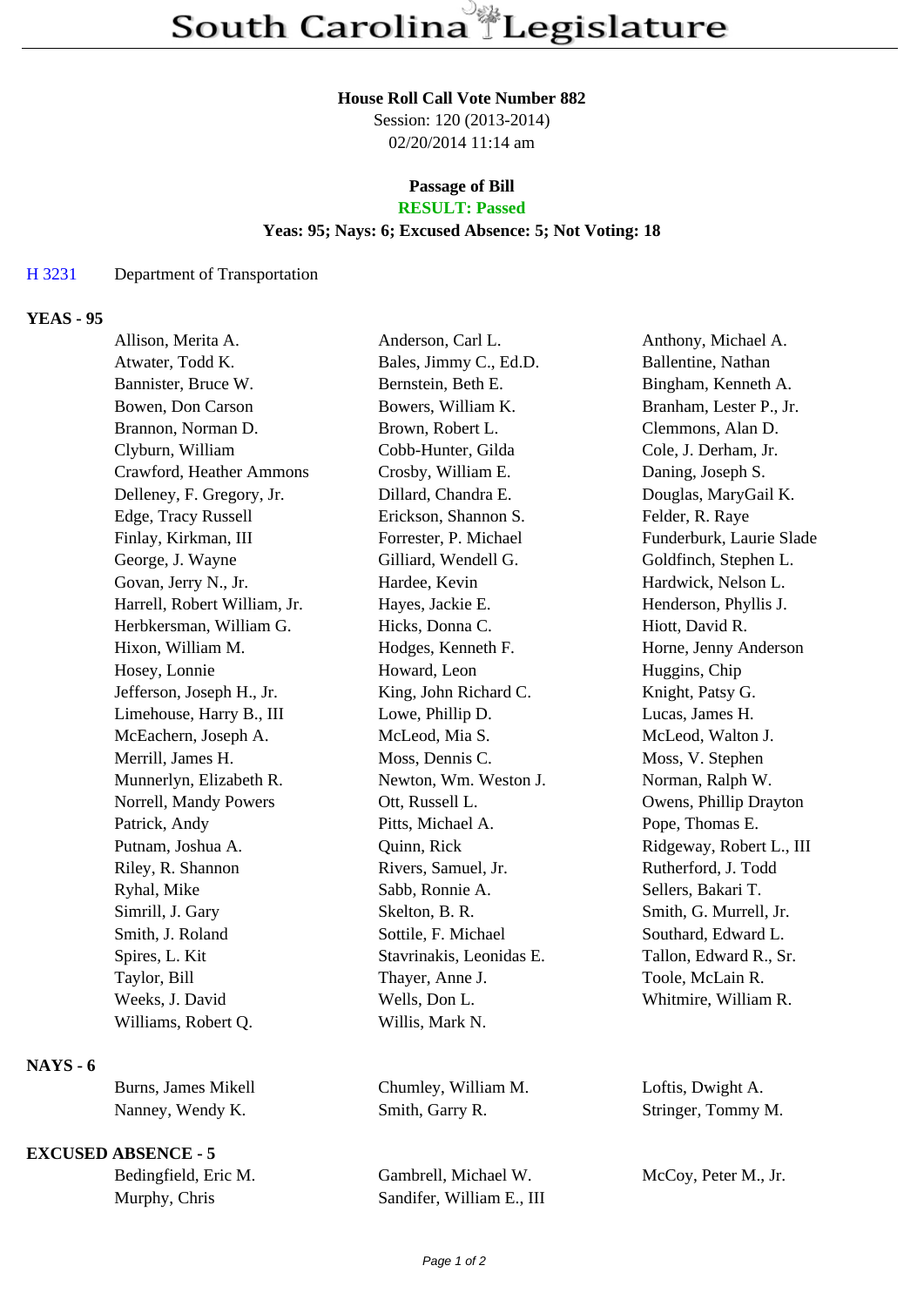# South Carolina Legislature

**House Roll Call Vote Number 882**
Session: 120 (2013-2014)
02/20/2014 11:14 am

**Passage of Bill**
**RESULT: Passed**
**Yeas: 95; Nays: 6; Excused Absence: 5; Not Voting: 18**

H 3231 Department of Transportation

**YEAS - 95**

| | | |
|---|---|---|
| Allison, Merita A. | Anderson, Carl L. | Anthony, Michael A. |
| Atwater, Todd K. | Bales, Jimmy C., Ed.D. | Ballentine, Nathan |
| Bannister, Bruce W. | Bernstein, Beth E. | Bingham, Kenneth A. |
| Bowen, Don Carson | Bowers, William K. | Branham, Lester P., Jr. |
| Brannon, Norman D. | Brown, Robert L. | Clemmons, Alan D. |
| Clyburn, William | Cobb-Hunter, Gilda | Cole, J. Derham, Jr. |
| Crawford, Heather Ammons | Crosby, William E. | Daning, Joseph S. |
| Delleney, F. Gregory, Jr. | Dillard, Chandra E. | Douglas, MaryGail K. |
| Edge, Tracy Russell | Erickson, Shannon S. | Felder, R. Raye |
| Finlay, Kirkman, III | Forrester, P. Michael | Funderburk, Laurie Slade |
| George, J. Wayne | Gilliard, Wendell G. | Goldfinch, Stephen L. |
| Govan, Jerry N., Jr. | Hardee, Kevin | Hardwick, Nelson L. |
| Harrell, Robert William, Jr. | Hayes, Jackie E. | Henderson, Phyllis J. |
| Herbkersman, William G. | Hicks, Donna C. | Hiott, David R. |
| Hixon, William M. | Hodges, Kenneth F. | Horne, Jenny Anderson |
| Hosey, Lonnie | Howard, Leon | Huggins, Chip |
| Jefferson, Joseph H., Jr. | King, John Richard C. | Knight, Patsy G. |
| Limehouse, Harry B., III | Lowe, Phillip D. | Lucas, James H. |
| McEachern, Joseph A. | McLeod, Mia S. | McLeod, Walton J. |
| Merrill, James H. | Moss, Dennis C. | Moss, V. Stephen |
| Munnerlyn, Elizabeth R. | Newton, Wm. Weston J. | Norman, Ralph W. |
| Norrell, Mandy Powers | Ott, Russell L. | Owens, Phillip Drayton |
| Patrick, Andy | Pitts, Michael A. | Pope, Thomas E. |
| Putnam, Joshua A. | Quinn, Rick | Ridgeway, Robert L., III |
| Riley, R. Shannon | Rivers, Samuel, Jr. | Rutherford, J. Todd |
| Ryhal, Mike | Sabb, Ronnie A. | Sellers, Bakari T. |
| Simrill, J. Gary | Skelton, B. R. | Smith, G. Murrell, Jr. |
| Smith, J. Roland | Sottile, F. Michael | Southard, Edward L. |
| Spires, L. Kit | Stavrinakis, Leonidas E. | Tallon, Edward R., Sr. |
| Taylor, Bill | Thayer, Anne J. | Toole, McLain R. |
| Weeks, J. David | Wells, Don L. | Whitmire, William R. |
| Williams, Robert Q. | Willis, Mark N. | |

**NAYS - 6**

| | | |
|---|---|---|
| Burns, James Mikell | Chumley, William M. | Loftis, Dwight A. |
| Nanney, Wendy K. | Smith, Garry R. | Stringer, Tommy M. |

**EXCUSED ABSENCE - 5**

| | | |
|---|---|---|
| Bedingfield, Eric M. | Gambrell, Michael W. | McCoy, Peter M., Jr. |
| Murphy, Chris | Sandifer, William E., III | |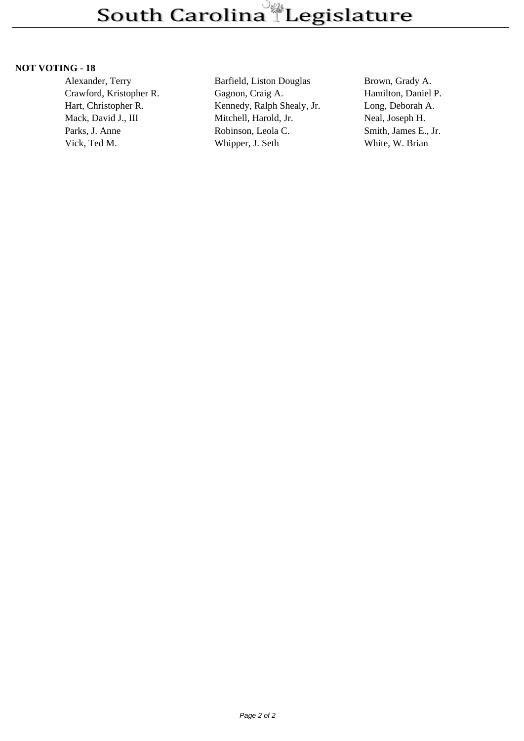**NOT VOTING - 18**

| | | |
|---|---|---|
| Alexander, Terry | Barfield, Liston Douglas | Brown, Grady A. |
| Crawford, Kristopher R. | Gagnon, Craig A. | Hamilton, Daniel P. |
| Hart, Christopher R. | Kennedy, Ralph Shealy, Jr. | Long, Deborah A. |
| Mack, David J., III | Mitchell, Harold, Jr. | Neal, Joseph H. |
| Parks, J. Anne | Robinson, Leola C. | Smith, James E., Jr. |
| Vick, Ted M. | Whipper, J. Seth | White, W. Brian |